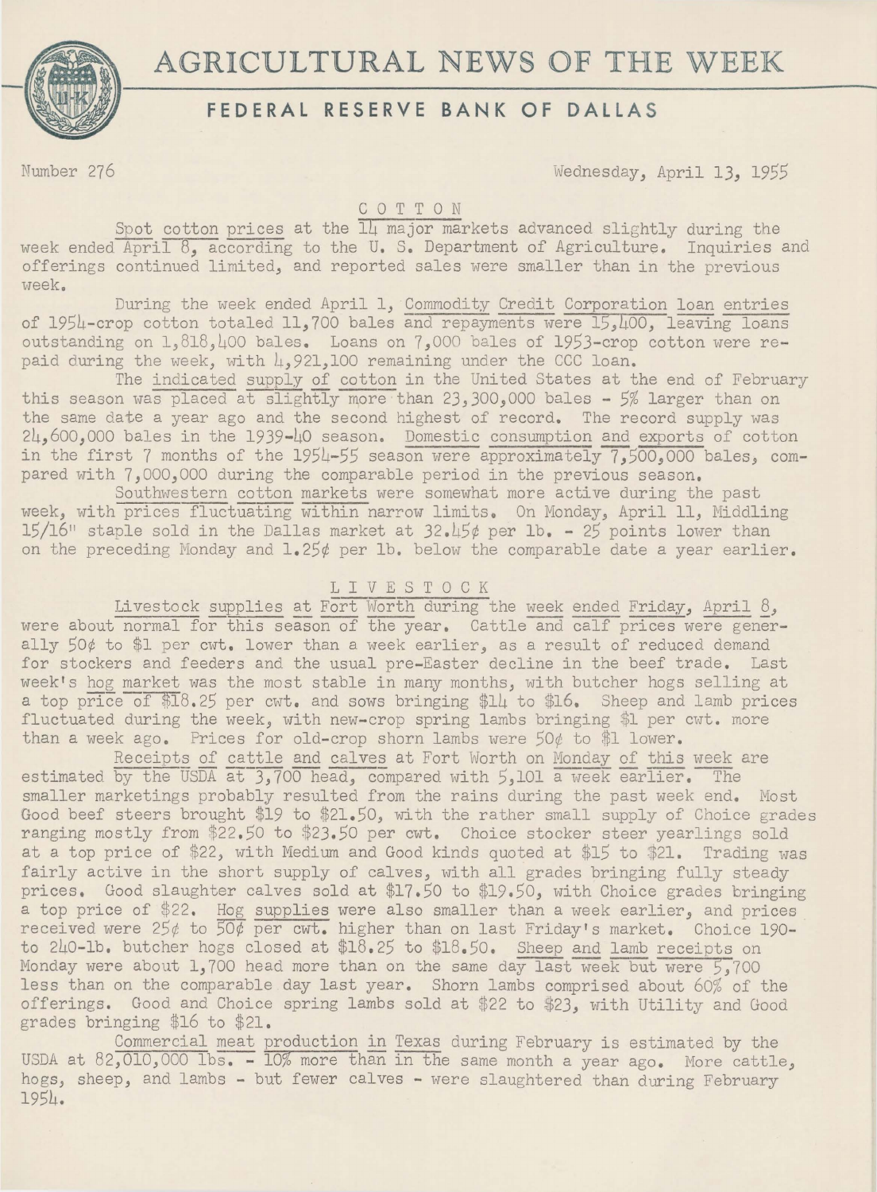# AGRICULTURAL NEWS OF THE WEEK

## FEDERAL RESERVE BANK OF DALLAS

Number 276 Wednesday, April 13, 1955

### COTTON

Spot cotton prices at the 14 major markets advanced slightly during the week ended April 8, according to the U. S. Department of Agriculture. Inquiries and offerings continued limited, and reported sales were smaller than in the previous week.

During the week ended April 1, Commodity Credit Corporation loan entries of 1954-crop cotton totaled 11,700 bales and repayments were 15,400, leaving loans outstanding on 1,818,400 bales. Loans on 7,000 bales of 1953-crop cotton were repaid during the week, with 4,921,100 remaining under the CCC loan.

The indicated supply of cotton in the United States at the end of February this season was placed at slightly more than 23,300,000 bales - 5% larger than on the same date a year ago and the second highest of record. The record supply was 24,600,000 bales in the 1939-40 season. Domestic consumption and exports of cotton in the first 7 months of the 1954-55 season were approximately 7,500,000 bales, compared with 7,000,000 during the comparable period in the previous season.

Southwestern cotton markets were somewhat more active during the past week, with prices fluctuating within narrow limits. On Monday, April 11, Middling 15/16" staple sold in the Dallas market at 32.45¢ per lb. - 25 points lower than on the preceding Monday and 1.25¢ per lb. below the comparable date a year earlier.

### LIVESTOCK

Livestock supplies at Fort Worth during the week ended Friday, April 8, were about normal for this season of the year. Cattle and calf prices were generally 50¢ to $1 per cwt. lower than a week earlier, as a result of reduced demand for stockers and feeders and the usual pre-Easter decline in the beef trade. Last week's hog market was the most stable in many months, with butcher hogs selling at a top price of $18.25 per cwt. and sows bringing $14 to $16. Sheep and lamb prices fluctuated during the week, with new-crop spring lambs bringing $1 per cwt. more than a week ago. Prices for old-crop shorn lambs were 50¢ to $1 lower.

Receipts of cattle and calves at Fort Worth on Monday of this week are estimated by the USDA at 3,700 head, compared with 5,101 a week earlier. The smaller marketings probably resulted from the rains during the past week end. Most Good beef steers brought $19 to $21.50, with the rather small supply of Choice grades ranging mostly from $22.50 to $23.50 per cwt. Choice stocker steer yearlings sold at a top price of $22, with Medium and Good kinds quoted at $15 to $21. Trading was fairly active in the short supply of calves, with all grades bringing fully steady prices. Good slaughter calves sold at $17.50 to $19.50, with Choice grades bringing a top price of $22. Hog supplies were also smaller than a week earlier, and prices received were 25¢ to 50¢ per cwt. higher than on last Friday's market. Choice 190- to 240-lb. butcher hogs closed at $18.25 to $18.50. Sheep and lamb receipts on Monday were about 1,700 head more than on the same day last week but were 5,700 less than on the comparable day last year. Shorn lambs comprised about 60% of the offerings. Good and Choice spring lambs sold at $22 to $23, with Utility and Good grades bringing $16 to $21.

Commercial meat production in Texas during February is estimated by the USDA at 82,010,000 lbs. - 10% more than in the same month a year ago. More cattle, hogs, sheep, and lambs - but fewer calves - were slaughtered than during February 1954.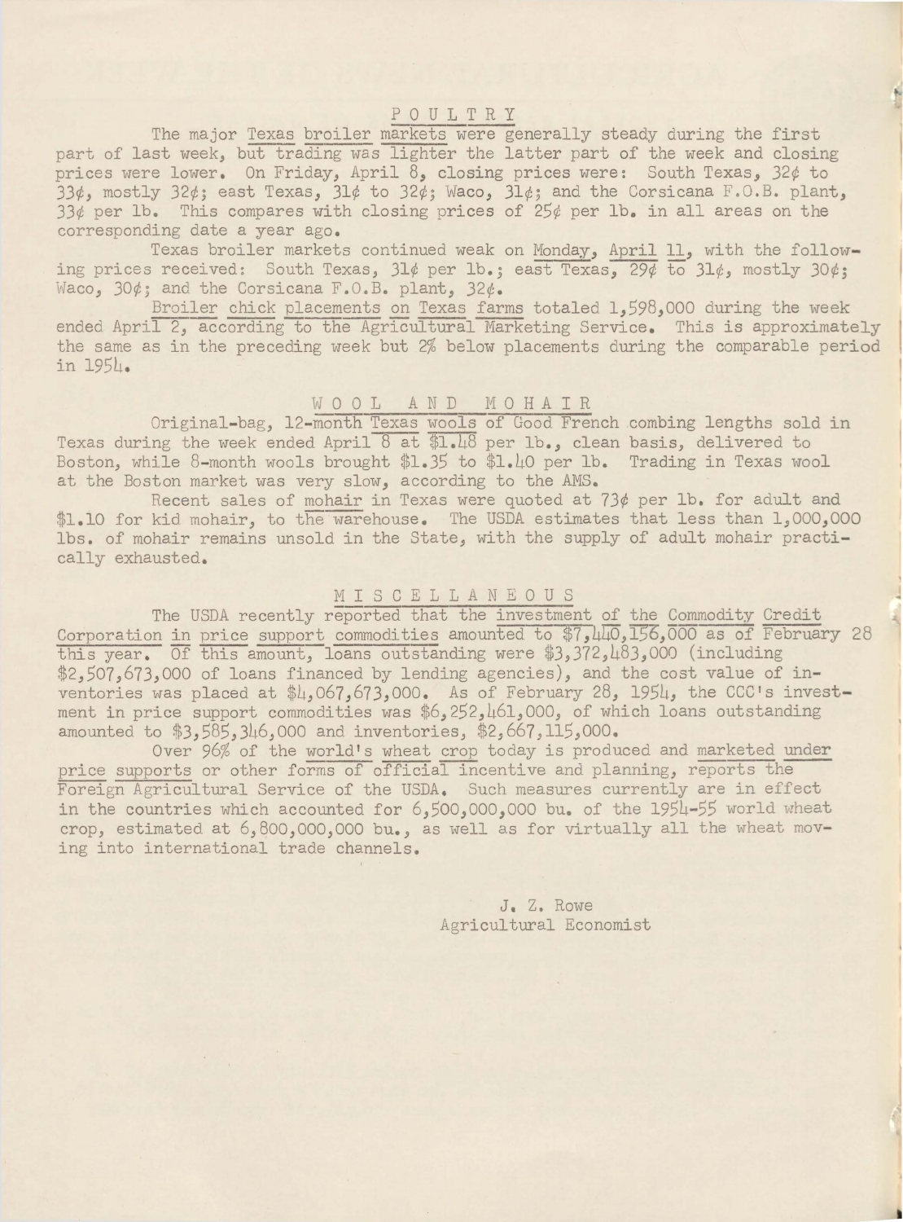## POULTRY

The major Texas broiler markets were generally steady during the first part of last week, but trading was lighter the latter part of the week and closing prices were lower. On Friday, April 8, closing prices were: South Texas, 32¢ to 33¢, mostly 32¢; east Texas, 31¢ to 32¢; Waco, 31¢; and the Corsicana F.O.B. plant, 33¢ per lb. This compares with closing prices of 25¢ per lb. in all areas on the corresponding date a year ago.

Texas broiler markets continued weak on Monday, April 11, with the following prices received: South Texas, 31¢ per lb.; east Texas, 29¢ to 31¢, mostly 30¢; Waco, 30¢; and the Corsicana F.O.B. plant, 32¢.

Broiler chick placements on Texas farms totaled 1,598,000 during the week ended April 2, according to the Agricultural Marketing Service. This is approximately the same as in the preceding week but 2% below placements during the comparable period in 1954.

## WOOL AND MOHAIR

Original-bag, 12-month Texas wools of Good French combing lengths sold in Texas during the week ended April 8 at $1.48 per lb., clean basis, delivered to Boston, while 8-month wools brought $1.35 to $1.40 per lb. Trading in Texas wool at the Boston market was very slow, according to the AMS.

Recent sales of mohair in Texas were quoted at 73¢ per lb. for adult and $1.10 for kid mohair, to the warehouse. The USDA estimates that less than 1,000,000 lbs. of mohair remains unsold in the State, with the supply of adult mohair practically exhausted.

## MISCELLANEOUS

The USDA recently reported that the investment of the Commodity Credit Corporation in price support commodities amounted to $7,440,156,000 as of February 28 this year. Of this amount, loans outstanding were $3,372,483,000 (including $2,507,673,000 of loans financed by lending agencies), and the cost value of inventories was placed at $4,067,673,000. As of February 28, 1954, the CCC's investment in price support commodities was $6,252,461,000, of which loans outstanding amounted to $3,585,346,000 and inventories, $2,667,115,000.

Over 96% of the world's wheat crop today is produced and marketed under price supports or other forms of official incentive and planning, reports the Foreign Agricultural Service of the USDA. Such measures currently are in effect in the countries which accounted for 6,500,000,000 bu. of the 1954-55 world wheat crop, estimated at 6,800,000,000 bu., as well as for virtually all the wheat moving into international trade channels.

J. Z. Rowe
Agricultural Economist